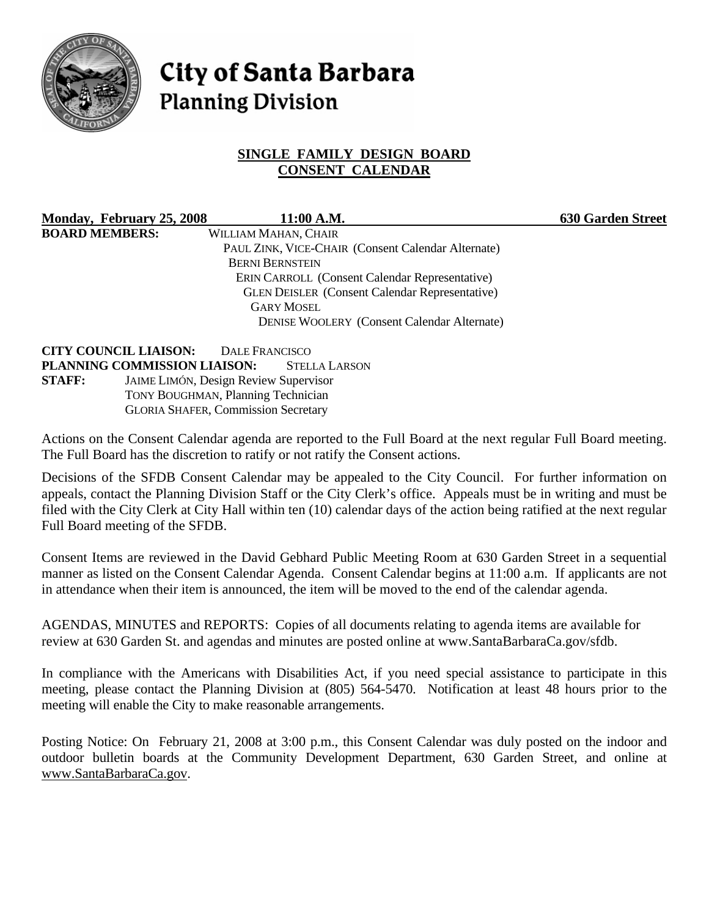# City of Santa Barbara
## Planning Division

**SINGLE FAMILY DESIGN BOARD**
**CONSENT CALENDAR**

**Monday, February 25, 2008** **11:00 A.M.** **630 Garden Street**

**BOARD MEMBERS:**
WILLIAM MAHAN, CHAIR
PAUL ZINK, VICE-CHAIR (Consent Calendar Alternate)
BERNI BERNSTEIN
ERIN CARROLL (Consent Calendar Representative)
GLEN DEISLER (Consent Calendar Representative)
GARY MOSEL
DENISE WOOLERY (Consent Calendar Alternate)

**CITY COUNCIL LIAISON:** DALE FRANCISCO
**PLANNING COMMISSION LIAISON:** STELLA LARSON
**STAFF:** JAIME LIMÓN, Design Review Supervisor
TONY BOUGHMAN, Planning Technician
GLORIA SHAFER, Commission Secretary

Actions on the Consent Calendar agenda are reported to the Full Board at the next regular Full Board meeting. The Full Board has the discretion to ratify or not ratify the Consent actions.

Decisions of the SFDB Consent Calendar may be appealed to the City Council. For further information on appeals, contact the Planning Division Staff or the City Clerk's office. Appeals must be in writing and must be filed with the City Clerk at City Hall within ten (10) calendar days of the action being ratified at the next regular Full Board meeting of the SFDB.

Consent Items are reviewed in the David Gebhard Public Meeting Room at 630 Garden Street in a sequential manner as listed on the Consent Calendar Agenda. Consent Calendar begins at 11:00 a.m. If applicants are not in attendance when their item is announced, the item will be moved to the end of the calendar agenda.

AGENDAS, MINUTES and REPORTS: Copies of all documents relating to agenda items are available for review at 630 Garden St. and agendas and minutes are posted online at www.SantaBarbaraCa.gov/sfdb.

In compliance with the Americans with Disabilities Act, if you need special assistance to participate in this meeting, please contact the Planning Division at (805) 564-5470. Notification at least 48 hours prior to the meeting will enable the City to make reasonable arrangements.

Posting Notice: On February 21, 2008 at 3:00 p.m., this Consent Calendar was duly posted on the indoor and outdoor bulletin boards at the Community Development Department, 630 Garden Street, and online at www.SantaBarbaraCa.gov.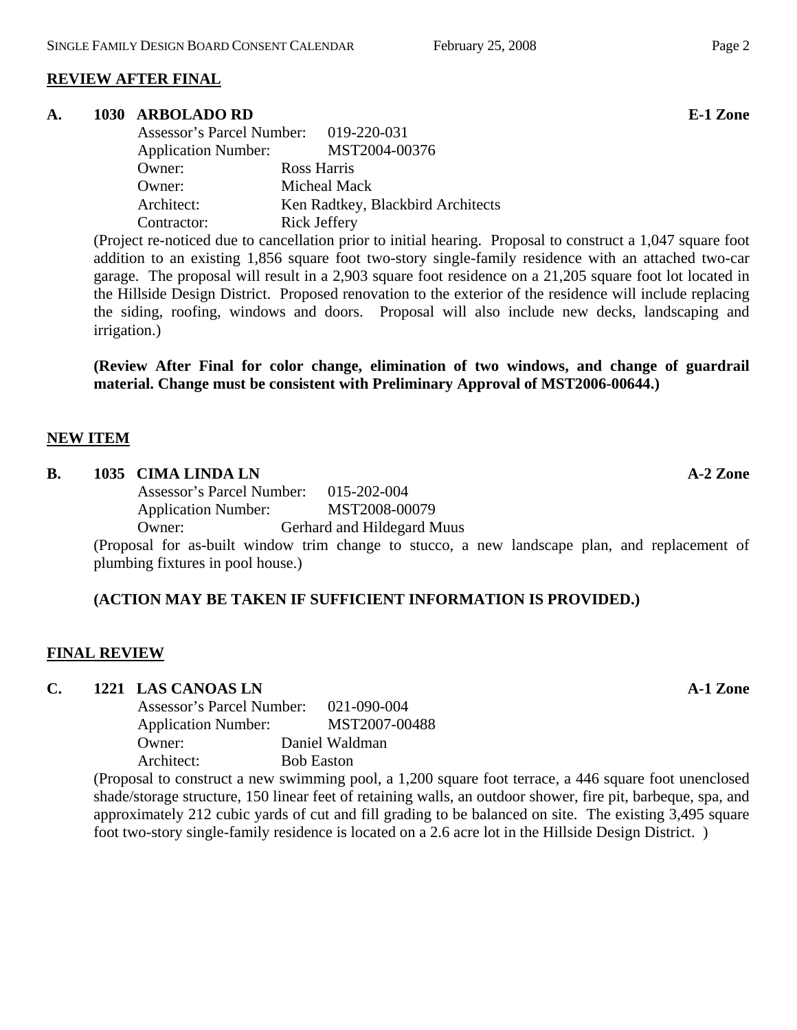## REVIEW AFTER FINAL

**A. 1030 ARBOLADO RD** **E-1 Zone**

Assessor's Parcel Number: 019-220-031
Application Number: MST2004-00376
Owner: Ross Harris
Owner: Micheal Mack
Architect: Ken Radtkey, Blackbird Architects
Contractor: Rick Jeffery

(Project re-noticed due to cancellation prior to initial hearing. Proposal to construct a 1,047 square foot addition to an existing 1,856 square foot two-story single-family residence with an attached two-car garage. The proposal will result in a 2,903 square foot residence on a 21,205 square foot lot located in the Hillside Design District. Proposed renovation to the exterior of the residence will include replacing the siding, roofing, windows and doors. Proposal will also include new decks, landscaping and irrigation.)

**(Review After Final for color change, elimination of two windows, and change of guardrail material. Change must be consistent with Preliminary Approval of MST2006-00644.)**

## NEW ITEM

**B. 1035 CIMA LINDA LN** **A-2 Zone**

Assessor's Parcel Number: 015-202-004
Application Number: MST2008-00079
Owner: Gerhard and Hildegard Muus

(Proposal for as-built window trim change to stucco, a new landscape plan, and replacement of plumbing fixtures in pool house.)

**(ACTION MAY BE TAKEN IF SUFFICIENT INFORMATION IS PROVIDED.)**

## FINAL REVIEW

**C. 1221 LAS CANOAS LN** **A-1 Zone**

Assessor's Parcel Number: 021-090-004
Application Number: MST2007-00488
Owner: Daniel Waldman
Architect: Bob Easton

(Proposal to construct a new swimming pool, a 1,200 square foot terrace, a 446 square foot unenclosed shade/storage structure, 150 linear feet of retaining walls, an outdoor shower, fire pit, barbeque, spa, and approximately 212 cubic yards of cut and fill grading to be balanced on site. The existing 3,495 square foot two-story single-family residence is located on a 2.6 acre lot in the Hillside Design District. )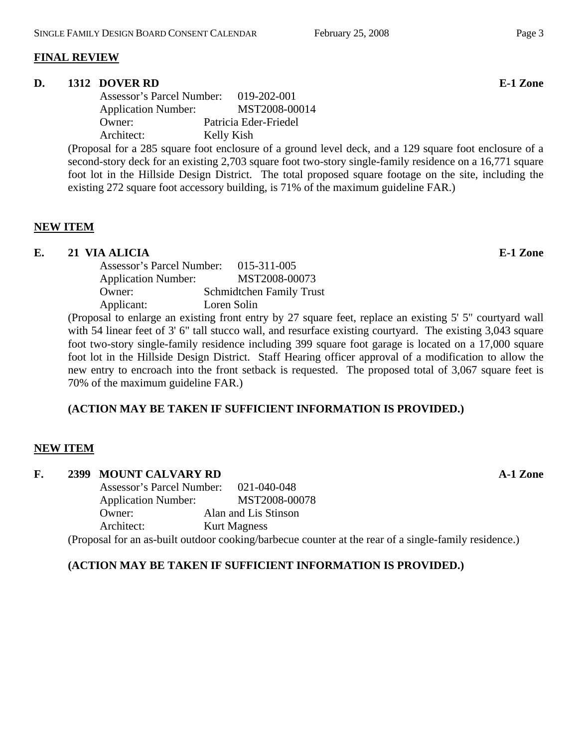## FINAL REVIEW

**D. 1312 DOVER RD** **E-1 Zone**

Assessor's Parcel Number: 019-202-001
Application Number: MST2008-00014
Owner: Patricia Eder-Friedel
Architect: Kelly Kish

(Proposal for a 285 square foot enclosure of a ground level deck, and a 129 square foot enclosure of a second-story deck for an existing 2,703 square foot two-story single-family residence on a 16,771 square foot lot in the Hillside Design District. The total proposed square footage on the site, including the existing 272 square foot accessory building, is 71% of the maximum guideline FAR.)

## NEW ITEM

**E. 21 VIA ALICIA** **E-1 Zone**

Assessor's Parcel Number: 015-311-005
Application Number: MST2008-00073
Owner: Schmidtchen Family Trust
Applicant: Loren Solin

(Proposal to enlarge an existing front entry by 27 square feet, replace an existing 5' 5" courtyard wall with 54 linear feet of 3' 6" tall stucco wall, and resurface existing courtyard. The existing 3,043 square foot two-story single-family residence including 399 square foot garage is located on a 17,000 square foot lot in the Hillside Design District. Staff Hearing officer approval of a modification to allow the new entry to encroach into the front setback is requested. The proposed total of 3,067 square feet is 70% of the maximum guideline FAR.)

**(ACTION MAY BE TAKEN IF SUFFICIENT INFORMATION IS PROVIDED.)**

## NEW ITEM

**F. 2399 MOUNT CALVARY RD** **A-1 Zone**

Assessor's Parcel Number: 021-040-048
Application Number: MST2008-00078
Owner: Alan and Lis Stinson
Architect: Kurt Magness

(Proposal for an as-built outdoor cooking/barbecue counter at the rear of a single-family residence.)

**(ACTION MAY BE TAKEN IF SUFFICIENT INFORMATION IS PROVIDED.)**